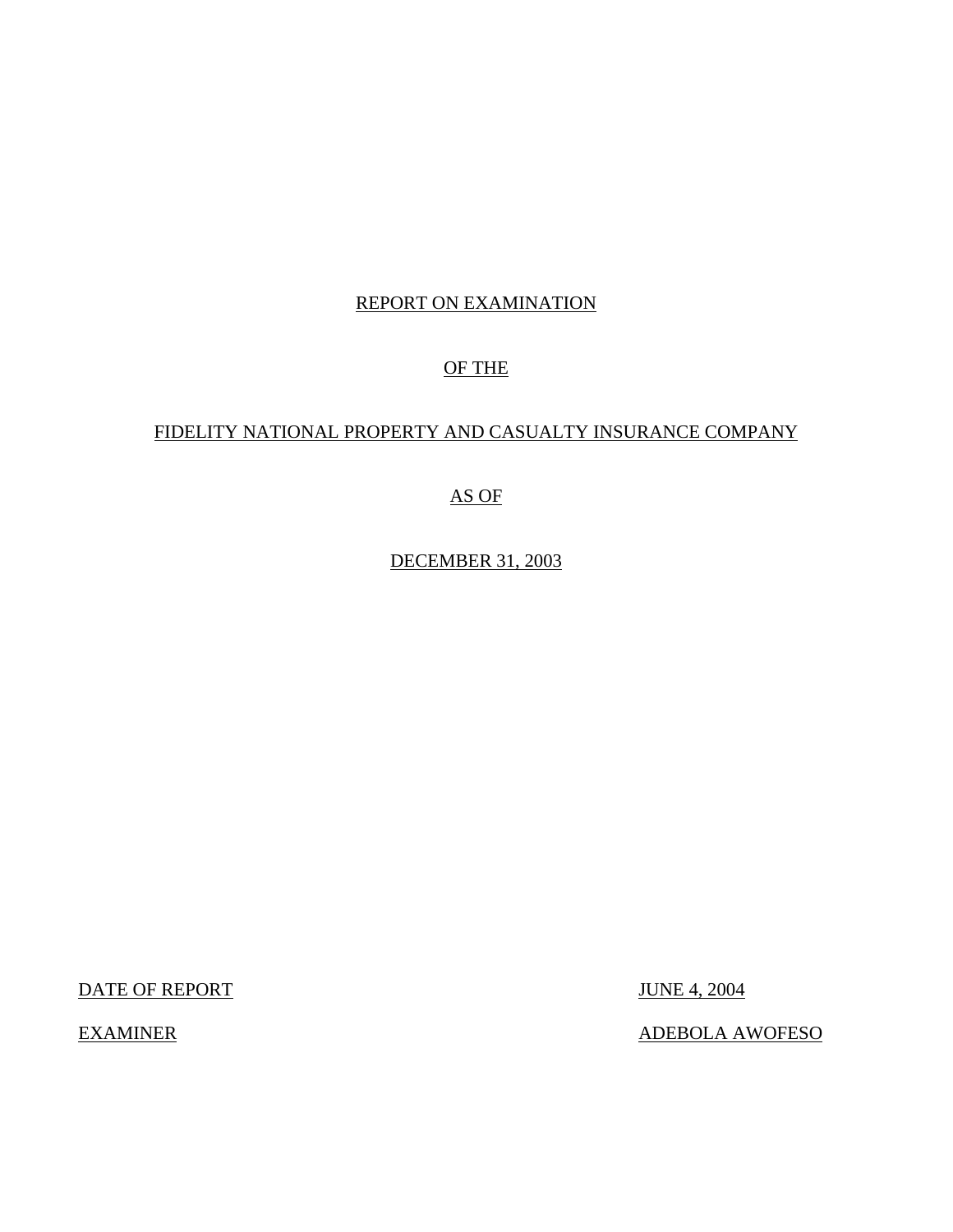# REPORT ON EXAMINATION

# OF THE

# FIDELITY NATIONAL PROPERTY AND CASUALTY INSURANCE COMPANY

# AS OF

# DECEMBER 31, 2003

| | |
|---|---|
| DATE OF REPORT | JUNE 4, 2004 |
| EXAMINER | ADEBOLA AWOFESO |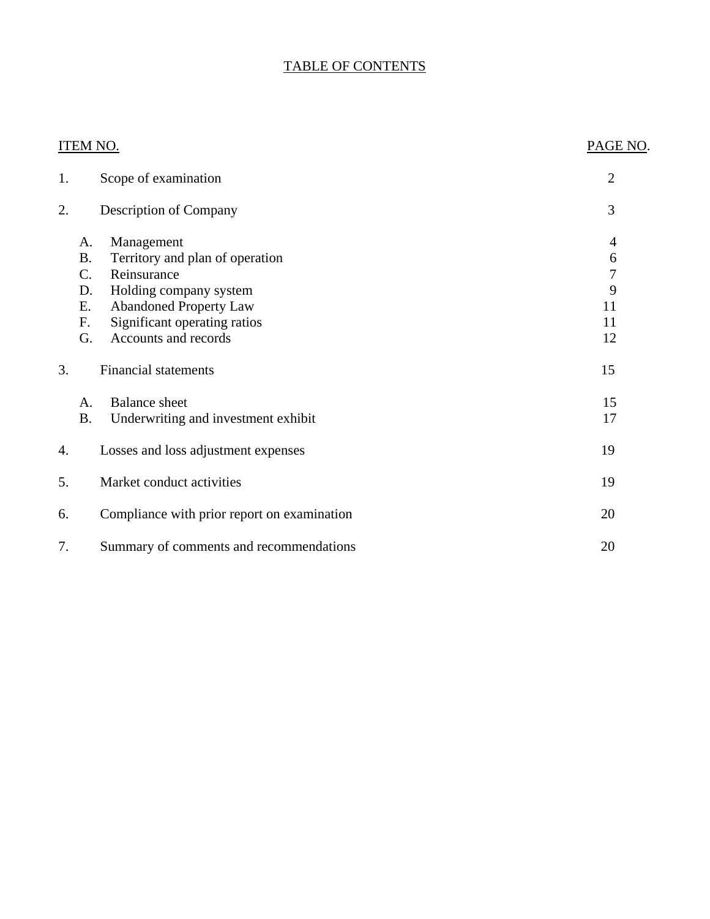# TABLE OF CONTENTS

| ITEM NO. | | PAGE NO. |
|---|---|---|
| 1. | Scope of examination | 2 |
| 2. | Description of Company | 3 |
| | A. Management | 4 |
| | B. Territory and plan of operation | 6 |
| | C. Reinsurance | 7 |
| | D. Holding company system | 9 |
| | E. Abandoned Property Law | 11 |
| | F. Significant operating ratios | 11 |
| | G. Accounts and records | 12 |
| 3. | Financial statements | 15 |
| | A. Balance sheet | 15 |
| | B. Underwriting and investment exhibit | 17 |
| 4. | Losses and loss adjustment expenses | 19 |
| 5. | Market conduct activities | 19 |
| 6. | Compliance with prior report on examination | 20 |
| 7. | Summary of comments and recommendations | 20 |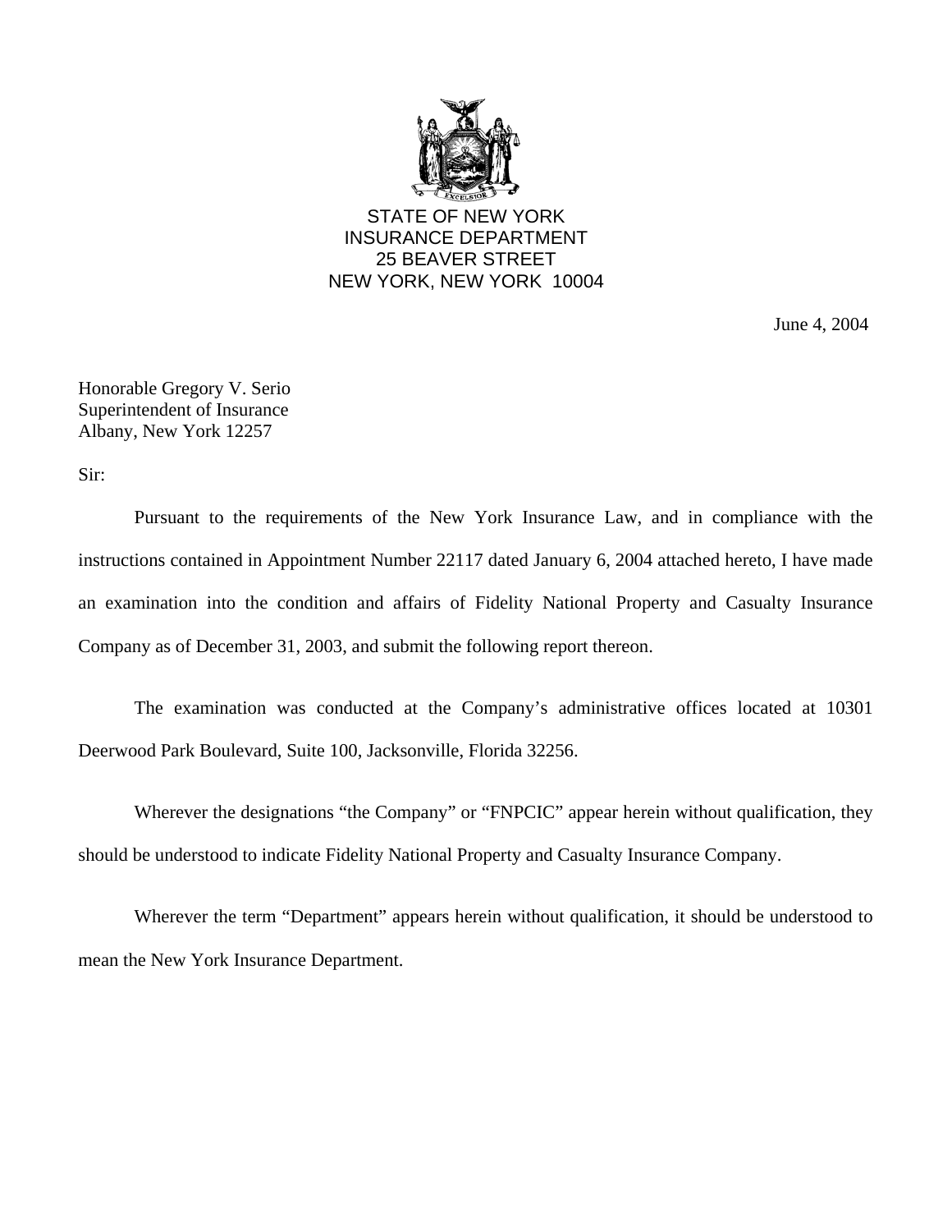STATE OF NEW YORK
INSURANCE DEPARTMENT
25 BEAVER STREET
NEW YORK, NEW YORK 10004

June 4, 2004

Honorable Gregory V. Serio
Superintendent of Insurance
Albany, New York 12257

Sir:

Pursuant to the requirements of the New York Insurance Law, and in compliance with the instructions contained in Appointment Number 22117 dated January 6, 2004 attached hereto, I have made an examination into the condition and affairs of Fidelity National Property and Casualty Insurance Company as of December 31, 2003, and submit the following report thereon.

The examination was conducted at the Company's administrative offices located at 10301 Deerwood Park Boulevard, Suite 100, Jacksonville, Florida 32256.

Wherever the designations "the Company" or "FNPCIC" appear herein without qualification, they should be understood to indicate Fidelity National Property and Casualty Insurance Company.

Wherever the term "Department" appears herein without qualification, it should be understood to mean the New York Insurance Department.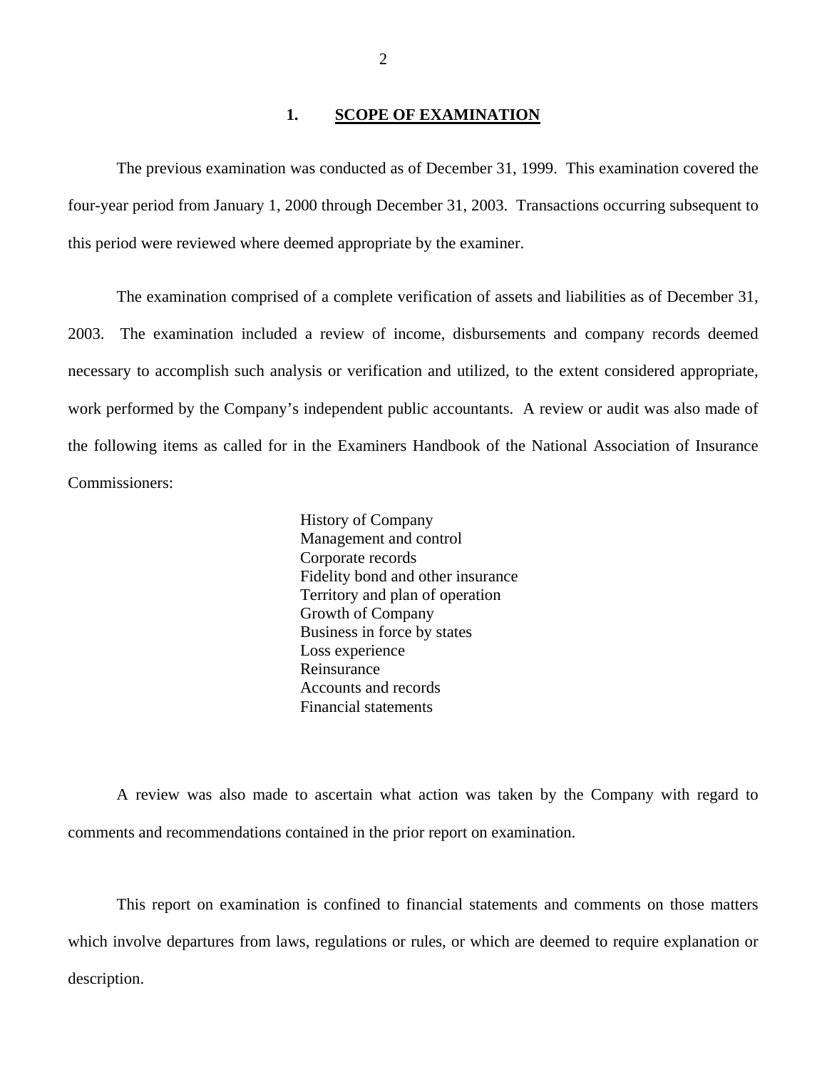## 1. SCOPE OF EXAMINATION

The previous examination was conducted as of December 31, 1999. This examination covered the four-year period from January 1, 2000 through December 31, 2003. Transactions occurring subsequent to this period were reviewed where deemed appropriate by the examiner.

The examination comprised of a complete verification of assets and liabilities as of December 31, 2003. The examination included a review of income, disbursements and company records deemed necessary to accomplish such analysis or verification and utilized, to the extent considered appropriate, work performed by the Company's independent public accountants. A review or audit was also made of the following items as called for in the Examiners Handbook of the National Association of Insurance Commissioners:

- History of Company
- Management and control
- Corporate records
- Fidelity bond and other insurance
- Territory and plan of operation
- Growth of Company
- Business in force by states
- Loss experience
- Reinsurance
- Accounts and records
- Financial statements

A review was also made to ascertain what action was taken by the Company with regard to comments and recommendations contained in the prior report on examination.

This report on examination is confined to financial statements and comments on those matters which involve departures from laws, regulations or rules, or which are deemed to require explanation or description.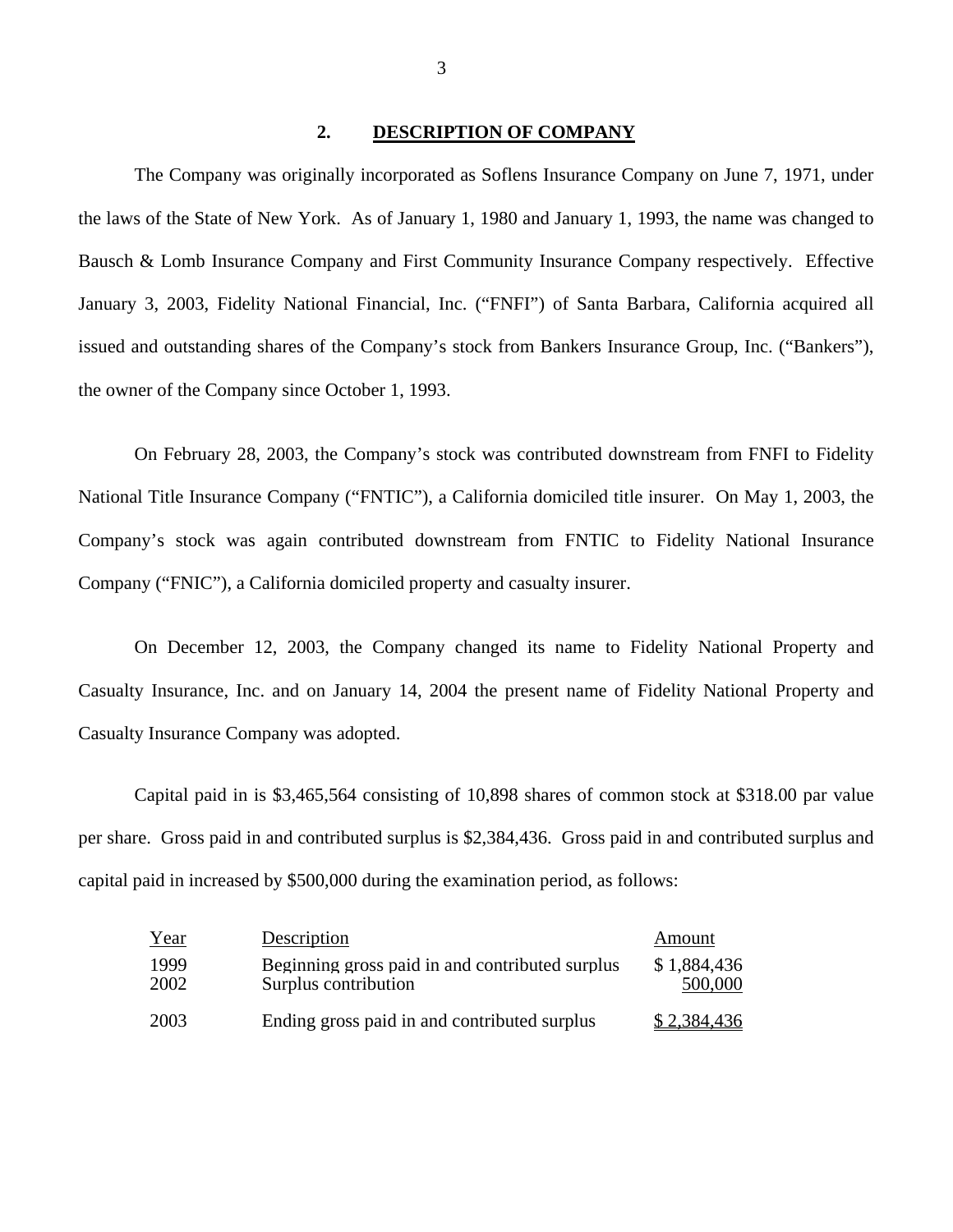## 2. DESCRIPTION OF COMPANY

The Company was originally incorporated as Soflens Insurance Company on June 7, 1971, under the laws of the State of New York. As of January 1, 1980 and January 1, 1993, the name was changed to Bausch & Lomb Insurance Company and First Community Insurance Company respectively. Effective January 3, 2003, Fidelity National Financial, Inc. ("FNFI") of Santa Barbara, California acquired all issued and outstanding shares of the Company's stock from Bankers Insurance Group, Inc. ("Bankers"), the owner of the Company since October 1, 1993.

On February 28, 2003, the Company's stock was contributed downstream from FNFI to Fidelity National Title Insurance Company ("FNTIC"), a California domiciled title insurer. On May 1, 2003, the Company's stock was again contributed downstream from FNTIC to Fidelity National Insurance Company ("FNIC"), a California domiciled property and casualty insurer.

On December 12, 2003, the Company changed its name to Fidelity National Property and Casualty Insurance, Inc. and on January 14, 2004 the present name of Fidelity National Property and Casualty Insurance Company was adopted.

Capital paid in is $3,465,564 consisting of 10,898 shares of common stock at $318.00 par value per share. Gross paid in and contributed surplus is $2,384,436. Gross paid in and contributed surplus and capital paid in increased by $500,000 during the examination period, as follows:

| Year | Description | Amount |
|---|---|---|
| 1999 | Beginning gross paid in and contributed surplus | $ 1,884,436 |
| 2002 | Surplus contribution | 500,000 |
| 2003 | Ending gross paid in and contributed surplus | $ 2,384,436 |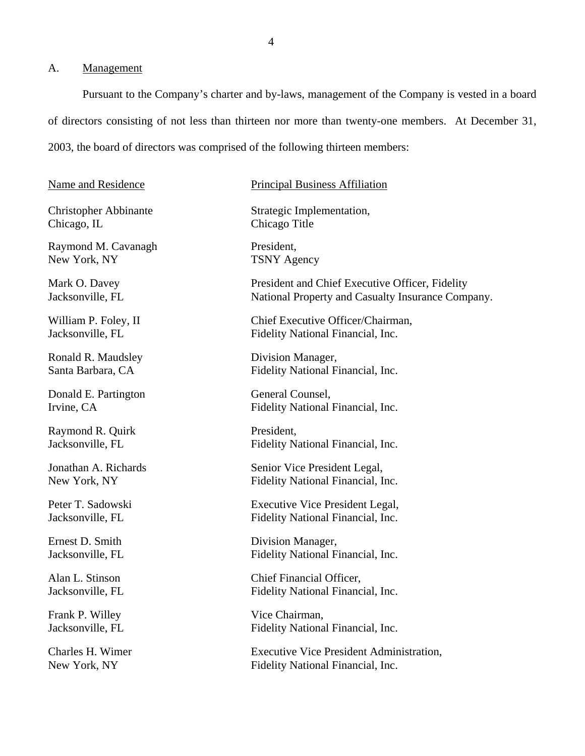## A. Management

Pursuant to the Company's charter and by-laws, management of the Company is vested in a board of directors consisting of not less than thirteen nor more than twenty-one members. At December 31, 2003, the board of directors was comprised of the following thirteen members:

| Name and Residence | Principal Business Affiliation |
| --- | --- |
| Christopher Abbinante<br>Chicago, IL | Strategic Implementation,<br>Chicago Title |
| Raymond M. Cavanagh<br>New York, NY | President,<br>TSNY Agency |
| Mark O. Davey<br>Jacksonville, FL | President and Chief Executive Officer, Fidelity<br>National Property and Casualty Insurance Company. |
| William P. Foley, II<br>Jacksonville, FL | Chief Executive Officer/Chairman,<br>Fidelity National Financial, Inc. |
| Ronald R. Maudsley<br>Santa Barbara, CA | Division Manager,<br>Fidelity National Financial, Inc. |
| Donald E. Partington<br>Irvine, CA | General Counsel,<br>Fidelity National Financial, Inc. |
| Raymond R. Quirk<br>Jacksonville, FL | President,<br>Fidelity National Financial, Inc. |
| Jonathan A. Richards<br>New York, NY | Senior Vice President Legal,<br>Fidelity National Financial, Inc. |
| Peter T. Sadowski<br>Jacksonville, FL | Executive Vice President Legal,<br>Fidelity National Financial, Inc. |
| Ernest D. Smith<br>Jacksonville, FL | Division Manager,<br>Fidelity National Financial, Inc. |
| Alan L. Stinson<br>Jacksonville, FL | Chief Financial Officer,<br>Fidelity National Financial, Inc. |
| Frank P. Willey<br>Jacksonville, FL | Vice Chairman,<br>Fidelity National Financial, Inc. |
| Charles H. Wimer<br>New York, NY | Executive Vice President Administration,<br>Fidelity National Financial, Inc. |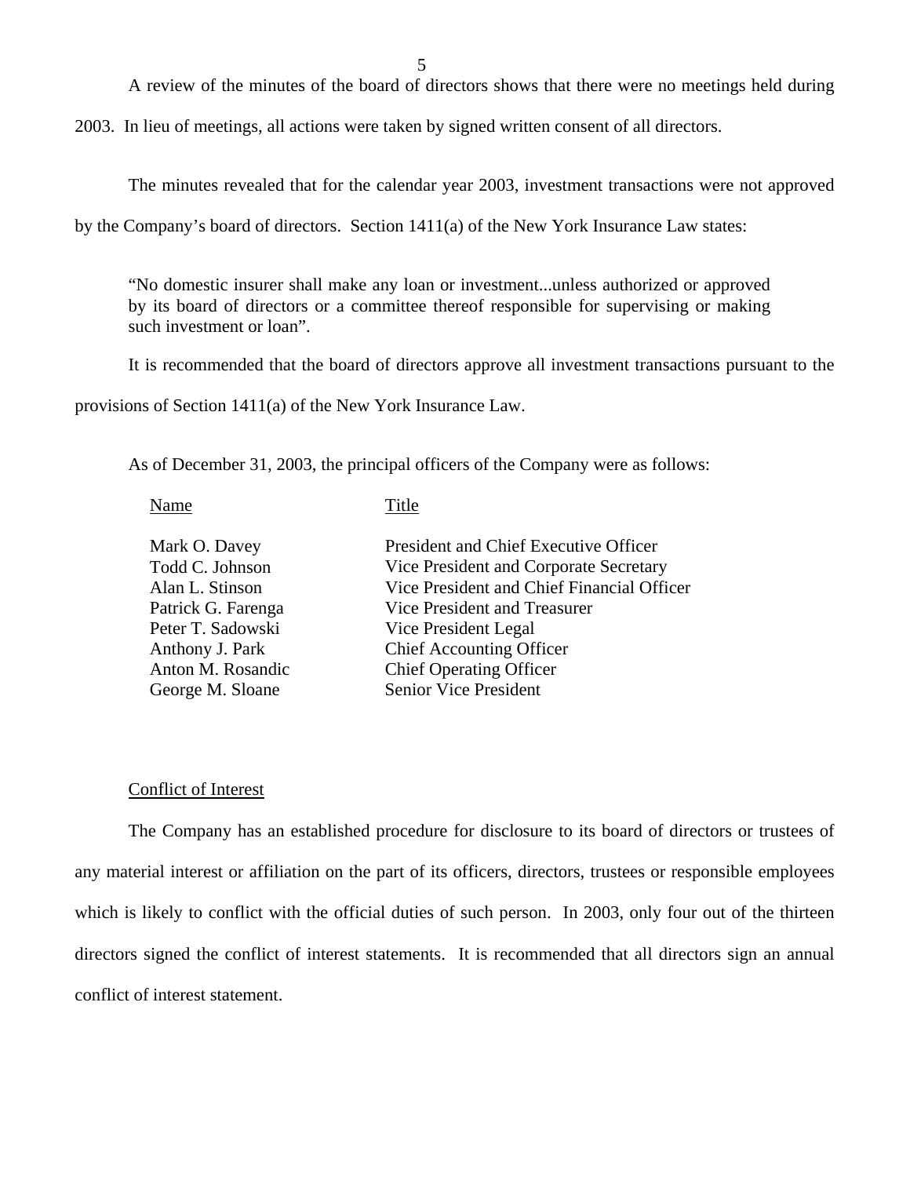A review of the minutes of the board of directors shows that there were no meetings held during 2003. In lieu of meetings, all actions were taken by signed written consent of all directors.

The minutes revealed that for the calendar year 2003, investment transactions were not approved by the Company's board of directors. Section 1411(a) of the New York Insurance Law states:

> "No domestic insurer shall make any loan or investment...unless authorized or approved by its board of directors or a committee thereof responsible for supervising or making such investment or loan".

It is recommended that the board of directors approve all investment transactions pursuant to the provisions of Section 1411(a) of the New York Insurance Law.

As of December 31, 2003, the principal officers of the Company were as follows:

| Name | Title |
|---|---|
| Mark O. Davey | President and Chief Executive Officer |
| Todd C. Johnson | Vice President and Corporate Secretary |
| Alan L. Stinson | Vice President and Chief Financial Officer |
| Patrick G. Farenga | Vice President and Treasurer |
| Peter T. Sadowski | Vice President Legal |
| Anthony J. Park | Chief Accounting Officer |
| Anton M. Rosandic | Chief Operating Officer |
| George M. Sloane | Senior Vice President |

## Conflict of Interest

The Company has an established procedure for disclosure to its board of directors or trustees of any material interest or affiliation on the part of its officers, directors, trustees or responsible employees which is likely to conflict with the official duties of such person. In 2003, only four out of the thirteen directors signed the conflict of interest statements. It is recommended that all directors sign an annual conflict of interest statement.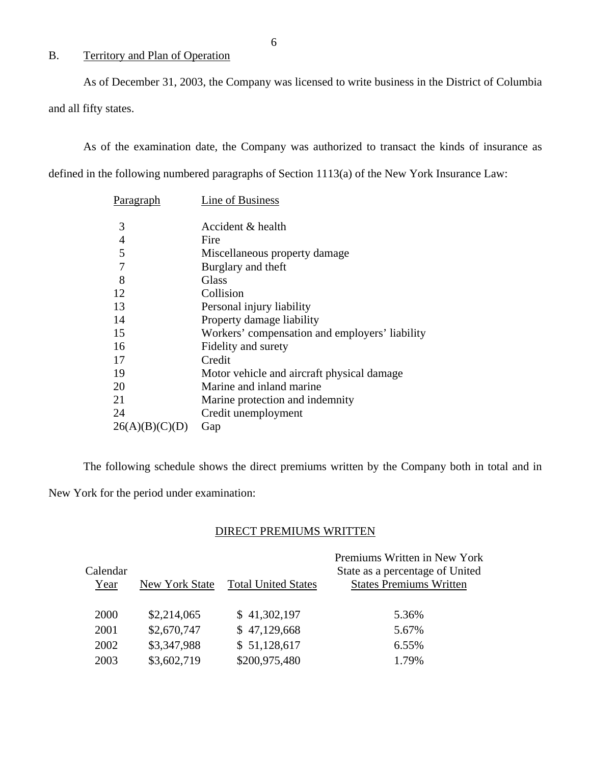## B. Territory and Plan of Operation

As of December 31, 2003, the Company was licensed to write business in the District of Columbia and all fifty states.

As of the examination date, the Company was authorized to transact the kinds of insurance as defined in the following numbered paragraphs of Section 1113(a) of the New York Insurance Law:

| Paragraph | Line of Business |
|---|---|
| 3 | Accident & health |
| 4 | Fire |
| 5 | Miscellaneous property damage |
| 7 | Burglary and theft |
| 8 | Glass |
| 12 | Collision |
| 13 | Personal injury liability |
| 14 | Property damage liability |
| 15 | Workers' compensation and employers' liability |
| 16 | Fidelity and surety |
| 17 | Credit |
| 19 | Motor vehicle and aircraft physical damage |
| 20 | Marine and inland marine |
| 21 | Marine protection and indemnity |
| 24 | Credit unemployment |
| 26(A)(B)(C)(D) | Gap |

The following schedule shows the direct premiums written by the Company both in total and in New York for the period under examination:

DIRECT PREMIUMS WRITTEN

| Calendar Year | New York State | Total United States | Premiums Written in New York State as a percentage of United States Premiums Written |
|---|---|---|---|
| 2000 | $2,214,065 | $ 41,302,197 | 5.36% |
| 2001 | $2,670,747 | $ 47,129,668 | 5.67% |
| 2002 | $3,347,988 | $ 51,128,617 | 6.55% |
| 2003 | $3,602,719 | $200,975,480 | 1.79% |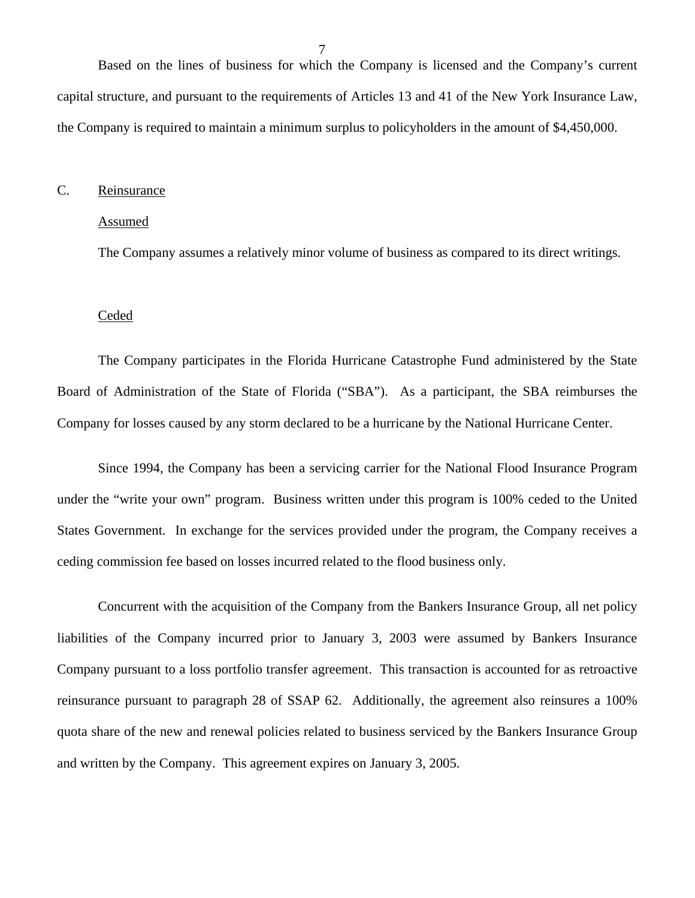Based on the lines of business for which the Company is licensed and the Company's current capital structure, and pursuant to the requirements of Articles 13 and 41 of the New York Insurance Law, the Company is required to maintain a minimum surplus to policyholders in the amount of $4,450,000.

## C. Reinsurance

### Assumed

The Company assumes a relatively minor volume of business as compared to its direct writings.

### Ceded

The Company participates in the Florida Hurricane Catastrophe Fund administered by the State Board of Administration of the State of Florida ("SBA"). As a participant, the SBA reimburses the Company for losses caused by any storm declared to be a hurricane by the National Hurricane Center.

Since 1994, the Company has been a servicing carrier for the National Flood Insurance Program under the "write your own" program. Business written under this program is 100% ceded to the United States Government. In exchange for the services provided under the program, the Company receives a ceding commission fee based on losses incurred related to the flood business only.

Concurrent with the acquisition of the Company from the Bankers Insurance Group, all net policy liabilities of the Company incurred prior to January 3, 2003 were assumed by Bankers Insurance Company pursuant to a loss portfolio transfer agreement. This transaction is accounted for as retroactive reinsurance pursuant to paragraph 28 of SSAP 62. Additionally, the agreement also reinsures a 100% quota share of the new and renewal policies related to business serviced by the Bankers Insurance Group and written by the Company. This agreement expires on January 3, 2005.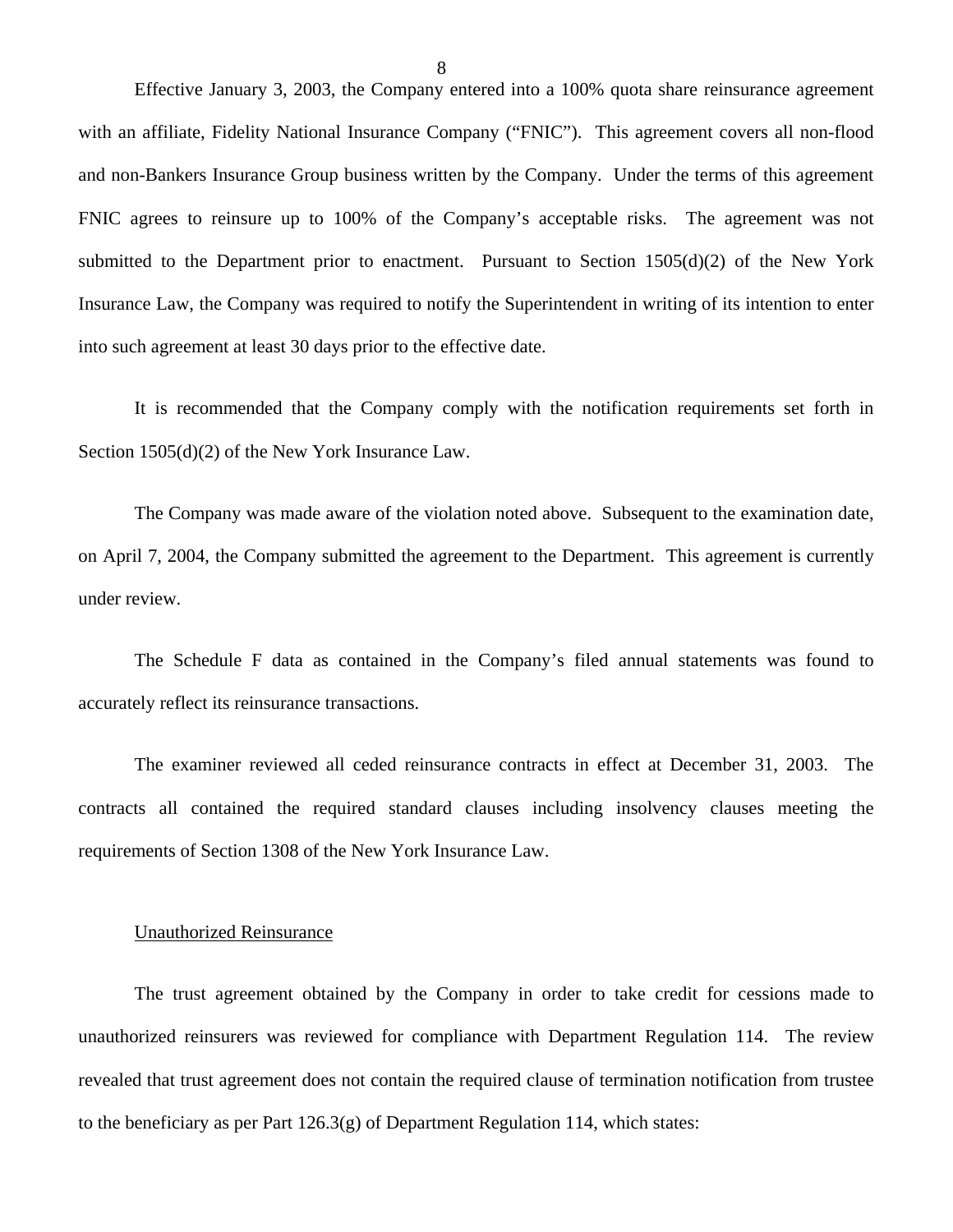Effective January 3, 2003, the Company entered into a 100% quota share reinsurance agreement with an affiliate, Fidelity National Insurance Company ("FNIC"). This agreement covers all non-flood and non-Bankers Insurance Group business written by the Company. Under the terms of this agreement FNIC agrees to reinsure up to 100% of the Company's acceptable risks. The agreement was not submitted to the Department prior to enactment. Pursuant to Section 1505(d)(2) of the New York Insurance Law, the Company was required to notify the Superintendent in writing of its intention to enter into such agreement at least 30 days prior to the effective date.

It is recommended that the Company comply with the notification requirements set forth in Section 1505(d)(2) of the New York Insurance Law.

The Company was made aware of the violation noted above. Subsequent to the examination date, on April 7, 2004, the Company submitted the agreement to the Department. This agreement is currently under review.

The Schedule F data as contained in the Company's filed annual statements was found to accurately reflect its reinsurance transactions.

The examiner reviewed all ceded reinsurance contracts in effect at December 31, 2003. The contracts all contained the required standard clauses including insolvency clauses meeting the requirements of Section 1308 of the New York Insurance Law.

Unauthorized Reinsurance

The trust agreement obtained by the Company in order to take credit for cessions made to unauthorized reinsurers was reviewed for compliance with Department Regulation 114. The review revealed that trust agreement does not contain the required clause of termination notification from trustee to the beneficiary as per Part 126.3(g) of Department Regulation 114, which states: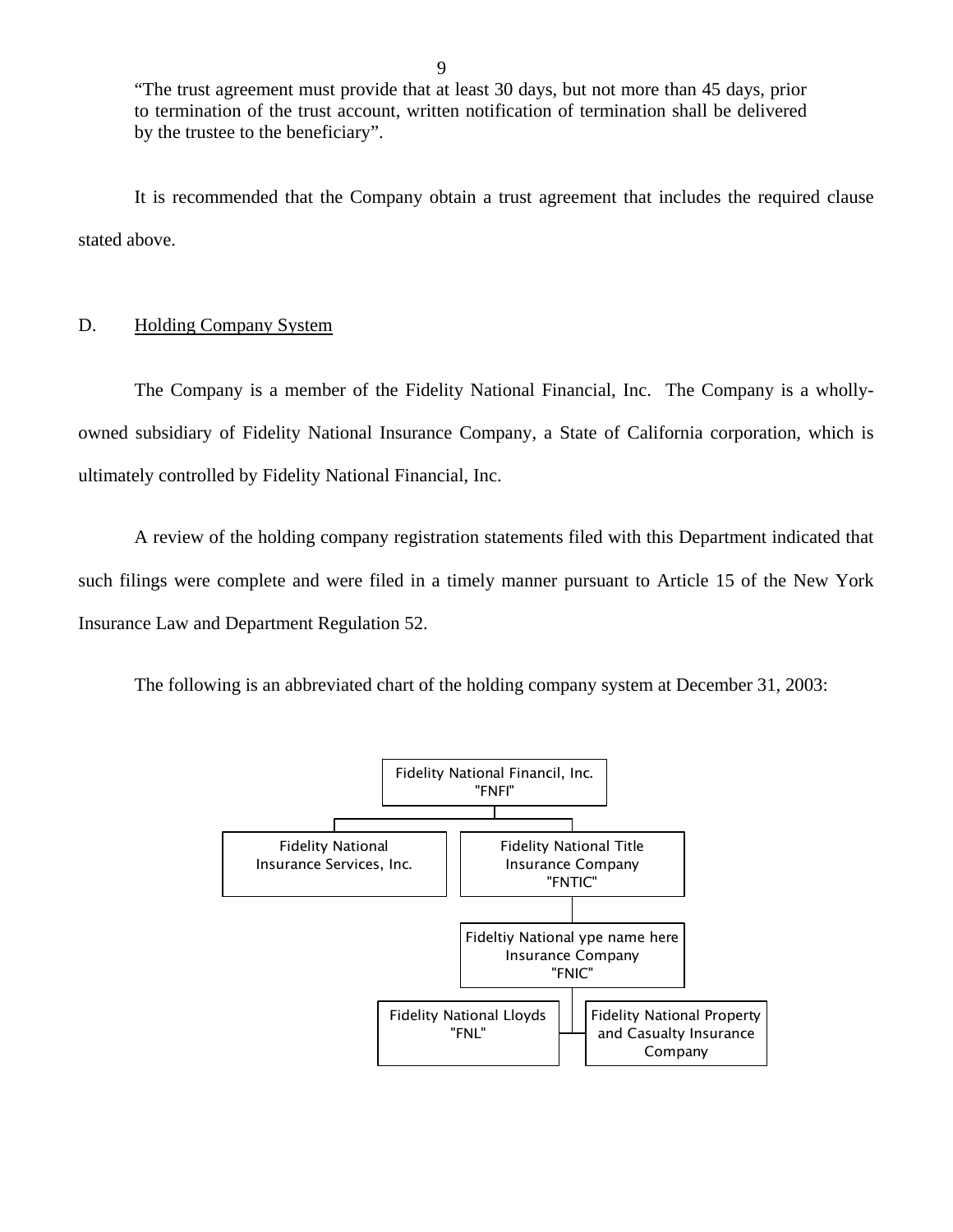"The trust agreement must provide that at least 30 days, but not more than 45 days, prior to termination of the trust account, written notification of termination shall be delivered by the trustee to the beneficiary".

It is recommended that the Company obtain a trust agreement that includes the required clause stated above.

## D. Holding Company System

The Company is a member of the Fidelity National Financial, Inc. The Company is a wholly-owned subsidiary of Fidelity National Insurance Company, a State of California corporation, which is ultimately controlled by Fidelity National Financial, Inc.

A review of the holding company registration statements filed with this Department indicated that such filings were complete and were filed in a timely manner pursuant to Article 15 of the New York Insurance Law and Department Regulation 52.

The following is an abbreviated chart of the holding company system at December 31, 2003:

Fidelity National Financil, Inc. "FNFI"

- Fidelity National Insurance Services, Inc.
- Fidelity National Title Insurance Company "FNTIC"
  - Fideltiy National ype name here Insurance Company "FNIC"
    - Fidelity National Lloyds "FNL"
    - Fidelity National Property and Casualty Insurance Company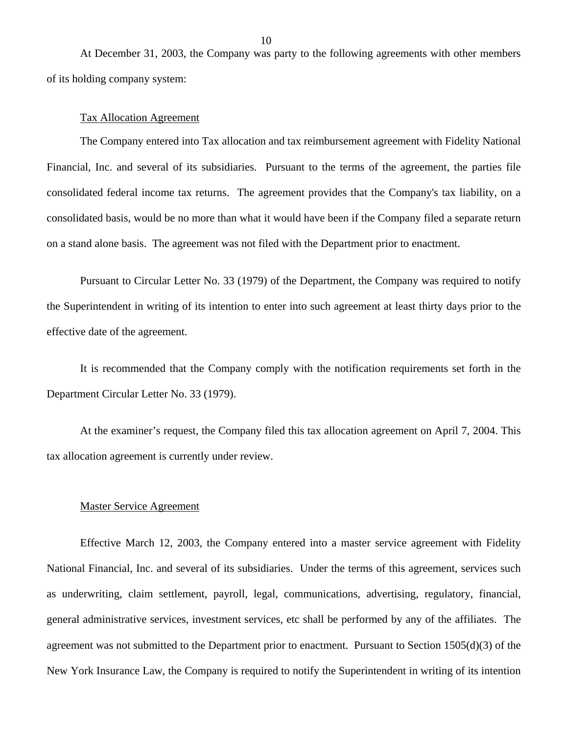At December 31, 2003, the Company was party to the following agreements with other members of its holding company system:

<u>Tax Allocation Agreement</u>

The Company entered into Tax allocation and tax reimbursement agreement with Fidelity National Financial, Inc. and several of its subsidiaries. Pursuant to the terms of the agreement, the parties file consolidated federal income tax returns. The agreement provides that the Company's tax liability, on a consolidated basis, would be no more than what it would have been if the Company filed a separate return on a stand alone basis. The agreement was not filed with the Department prior to enactment.

Pursuant to Circular Letter No. 33 (1979) of the Department, the Company was required to notify the Superintendent in writing of its intention to enter into such agreement at least thirty days prior to the effective date of the agreement.

It is recommended that the Company comply with the notification requirements set forth in the Department Circular Letter No. 33 (1979).

At the examiner's request, the Company filed this tax allocation agreement on April 7, 2004. This tax allocation agreement is currently under review.

<u>Master Service Agreement</u>

Effective March 12, 2003, the Company entered into a master service agreement with Fidelity National Financial, Inc. and several of its subsidiaries. Under the terms of this agreement, services such as underwriting, claim settlement, payroll, legal, communications, advertising, regulatory, financial, general administrative services, investment services, etc shall be performed by any of the affiliates. The agreement was not submitted to the Department prior to enactment. Pursuant to Section 1505(d)(3) of the New York Insurance Law, the Company is required to notify the Superintendent in writing of its intention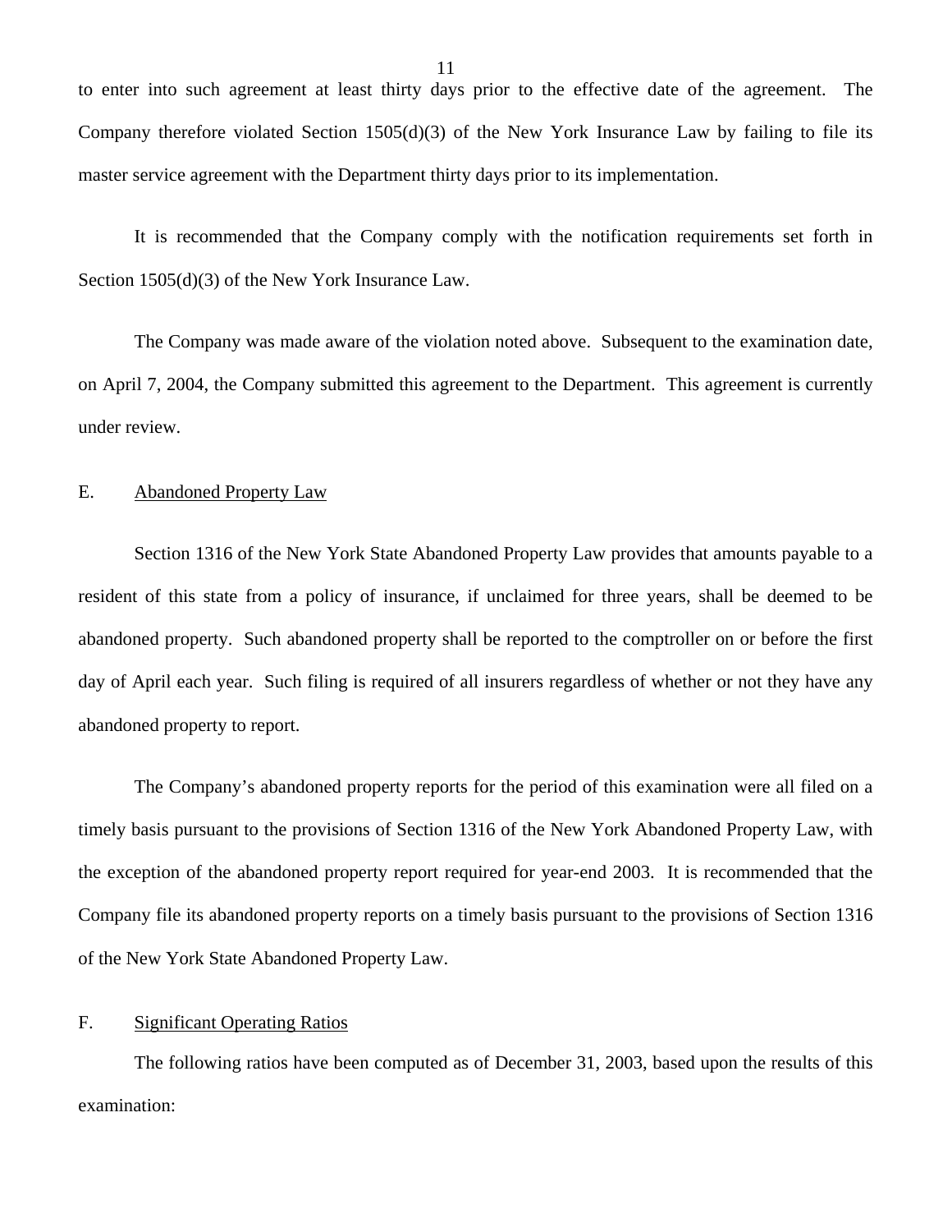to enter into such agreement at least thirty days prior to the effective date of the agreement. The Company therefore violated Section 1505(d)(3) of the New York Insurance Law by failing to file its master service agreement with the Department thirty days prior to its implementation.

It is recommended that the Company comply with the notification requirements set forth in Section 1505(d)(3) of the New York Insurance Law.

The Company was made aware of the violation noted above. Subsequent to the examination date, on April 7, 2004, the Company submitted this agreement to the Department. This agreement is currently under review.

## E. Abandoned Property Law

Section 1316 of the New York State Abandoned Property Law provides that amounts payable to a resident of this state from a policy of insurance, if unclaimed for three years, shall be deemed to be abandoned property. Such abandoned property shall be reported to the comptroller on or before the first day of April each year. Such filing is required of all insurers regardless of whether or not they have any abandoned property to report.

The Company's abandoned property reports for the period of this examination were all filed on a timely basis pursuant to the provisions of Section 1316 of the New York Abandoned Property Law, with the exception of the abandoned property report required for year-end 2003. It is recommended that the Company file its abandoned property reports on a timely basis pursuant to the provisions of Section 1316 of the New York State Abandoned Property Law.

## F. Significant Operating Ratios

The following ratios have been computed as of December 31, 2003, based upon the results of this examination: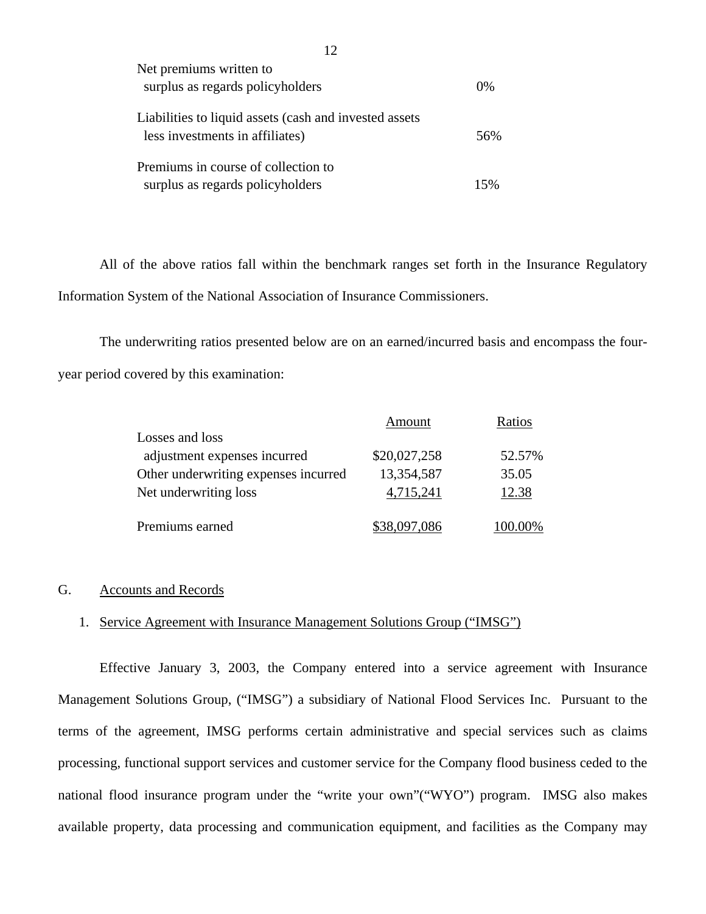| | |
|---|---|
| Net premiums written to surplus as regards policyholders | 0% |
| Liabilities to liquid assets (cash and invested assets less investments in affiliates) | 56% |
| Premiums in course of collection to surplus as regards policyholders | 15% |

All of the above ratios fall within the benchmark ranges set forth in the Insurance Regulatory Information System of the National Association of Insurance Commissioners.

The underwriting ratios presented below are on an earned/incurred basis and encompass the four-year period covered by this examination:

| | Amount | Ratios |
|---|---|---|
| Losses and loss adjustment expenses incurred | $20,027,258 | 52.57% |
| Other underwriting expenses incurred | 13,354,587 | 35.05 |
| Net underwriting loss | 4,715,241 | 12.38 |
| Premiums earned | $38,097,086 | 100.00% |

## G. Accounts and Records

### 1. Service Agreement with Insurance Management Solutions Group ("IMSG")

Effective January 3, 2003, the Company entered into a service agreement with Insurance Management Solutions Group, ("IMSG") a subsidiary of National Flood Services Inc. Pursuant to the terms of the agreement, IMSG performs certain administrative and special services such as claims processing, functional support services and customer service for the Company flood business ceded to the national flood insurance program under the "write your own"("WYO") program. IMSG also makes available property, data processing and communication equipment, and facilities as the Company may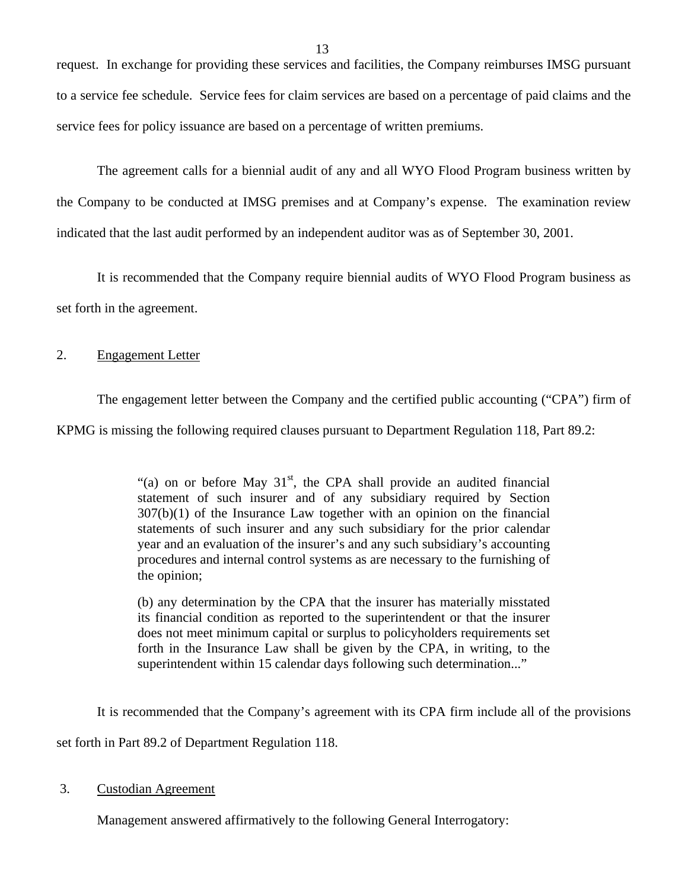request. In exchange for providing these services and facilities, the Company reimburses IMSG pursuant to a service fee schedule. Service fees for claim services are based on a percentage of paid claims and the service fees for policy issuance are based on a percentage of written premiums.

The agreement calls for a biennial audit of any and all WYO Flood Program business written by the Company to be conducted at IMSG premises and at Company's expense. The examination review indicated that the last audit performed by an independent auditor was as of September 30, 2001.

It is recommended that the Company require biennial audits of WYO Flood Program business as set forth in the agreement.

2. Engagement Letter

The engagement letter between the Company and the certified public accounting ("CPA") firm of KPMG is missing the following required clauses pursuant to Department Regulation 118, Part 89.2:

> "(a) on or before May 31st, the CPA shall provide an audited financial statement of such insurer and of any subsidiary required by Section 307(b)(1) of the Insurance Law together with an opinion on the financial statements of such insurer and any such subsidiary for the prior calendar year and an evaluation of the insurer's and any such subsidiary's accounting procedures and internal control systems as are necessary to the furnishing of the opinion;
>
> (b) any determination by the CPA that the insurer has materially misstated its financial condition as reported to the superintendent or that the insurer does not meet minimum capital or surplus to policyholders requirements set forth in the Insurance Law shall be given by the CPA, in writing, to the superintendent within 15 calendar days following such determination..."

It is recommended that the Company's agreement with its CPA firm include all of the provisions set forth in Part 89.2 of Department Regulation 118.

3. Custodian Agreement

Management answered affirmatively to the following General Interrogatory: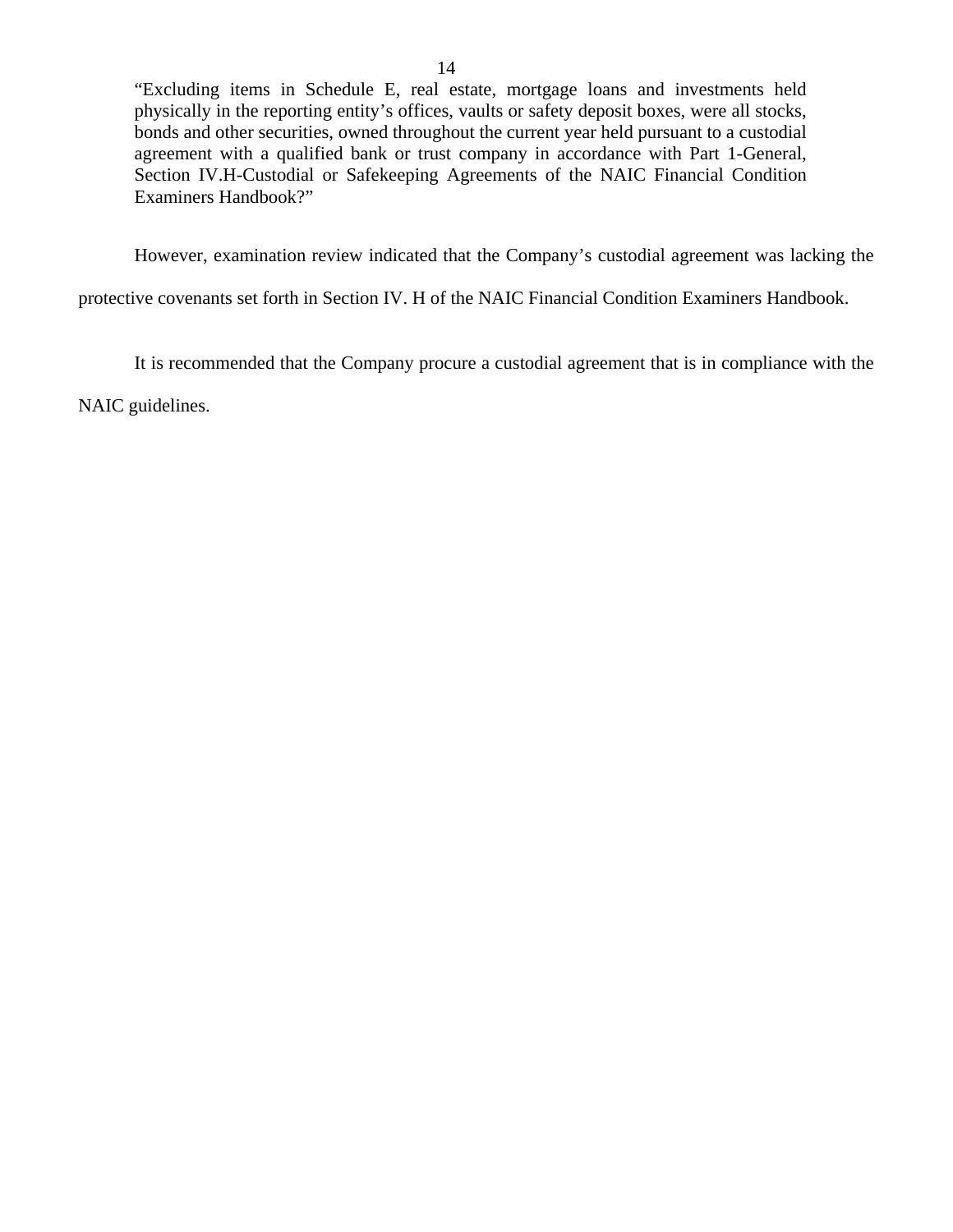> "Excluding items in Schedule E, real estate, mortgage loans and investments held physically in the reporting entity's offices, vaults or safety deposit boxes, were all stocks, bonds and other securities, owned throughout the current year held pursuant to a custodial agreement with a qualified bank or trust company in accordance with Part 1-General, Section IV.H-Custodial or Safekeeping Agreements of the NAIC Financial Condition Examiners Handbook?"

However, examination review indicated that the Company's custodial agreement was lacking the protective covenants set forth in Section IV. H of the NAIC Financial Condition Examiners Handbook.

It is recommended that the Company procure a custodial agreement that is in compliance with the NAIC guidelines.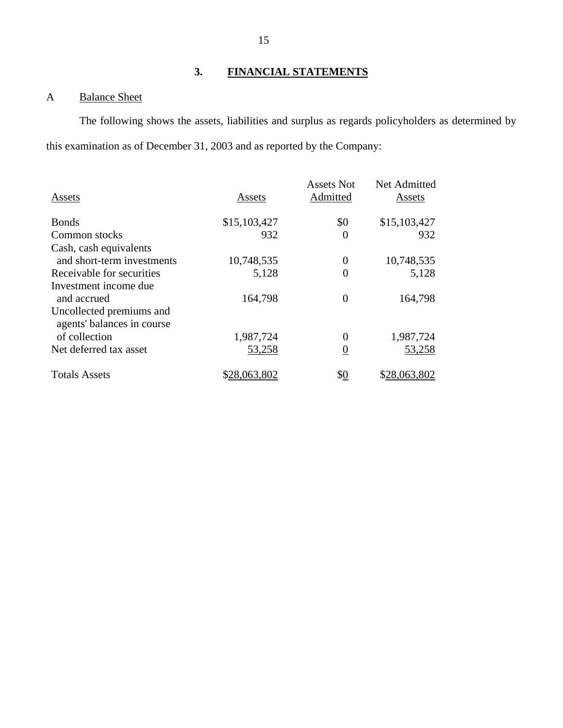## 3. FINANCIAL STATEMENTS

### A Balance Sheet

The following shows the assets, liabilities and surplus as regards policyholders as determined by this examination as of December 31, 2003 and as reported by the Company:

| Assets | Assets | Assets Not Admitted | Net Admitted Assets |
|---|---|---|---|
| Bonds | $15,103,427 | $0 | $15,103,427 |
| Common stocks | 932 | 0 | 932 |
| Cash, cash equivalents and short-term investments | 10,748,535 | 0 | 10,748,535 |
| Receivable for securities | 5,128 | 0 | 5,128 |
| Investment income due and accrued | 164,798 | 0 | 164,798 |
| Uncollected premiums and agents' balances in course of collection | 1,987,724 | 0 | 1,987,724 |
| Net deferred tax asset | 53,258 | 0 | 53,258 |
| Totals Assets | $28,063,802 | $0 | $28,063,802 |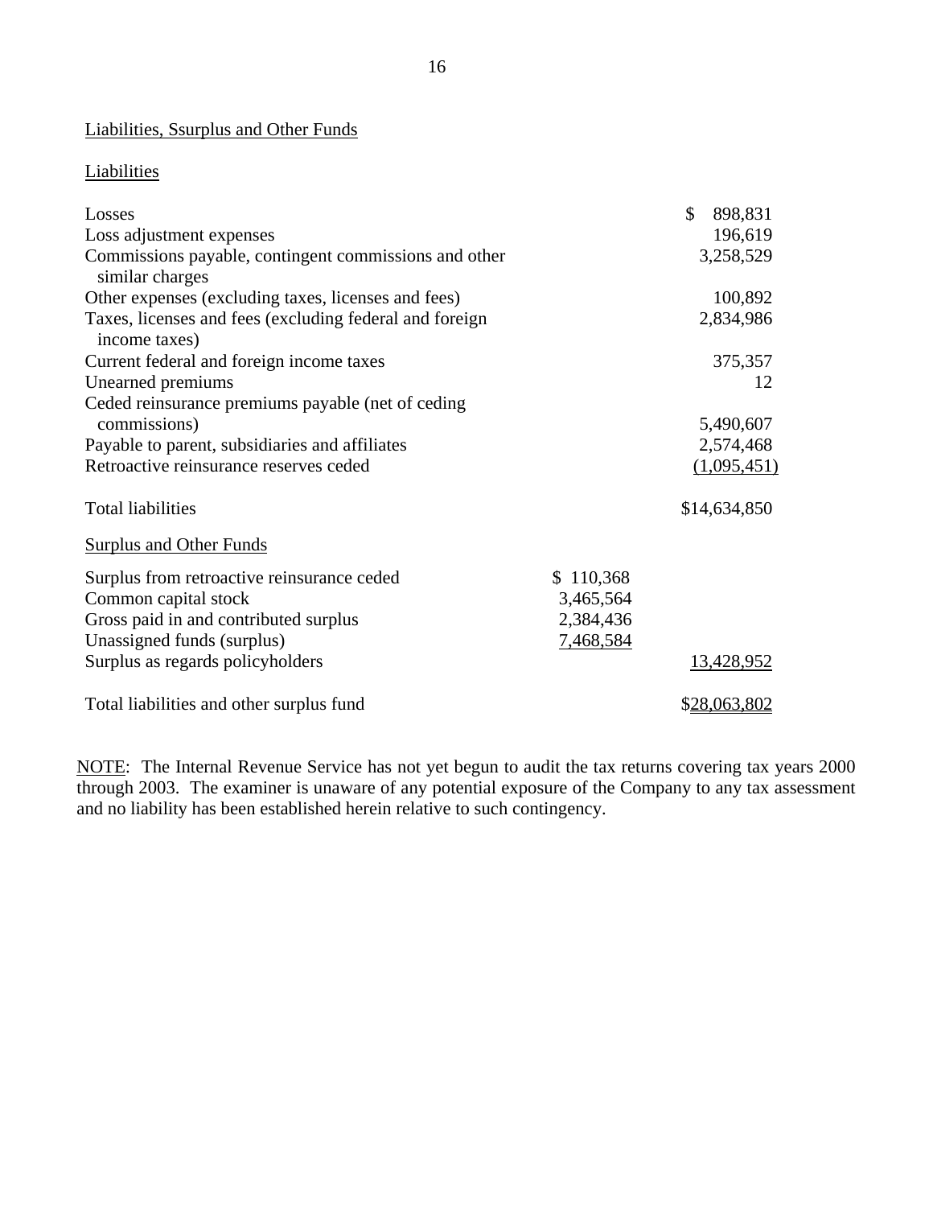## Liabilities, Ssurplus and Other Funds

### Liabilities

| | | |
|---|---|---|
| Losses | | $ 898,831 |
| Loss adjustment expenses | | 196,619 |
| Commissions payable, contingent commissions and other similar charges | | 3,258,529 |
| Other expenses (excluding taxes, licenses and fees) | | 100,892 |
| Taxes, licenses and fees (excluding federal and foreign income taxes) | | 2,834,986 |
| Current federal and foreign income taxes | | 375,357 |
| Unearned premiums | | 12 |
| Ceded reinsurance premiums payable (net of ceding commissions) | | 5,490,607 |
| Payable to parent, subsidiaries and affiliates | | 2,574,468 |
| Retroactive reinsurance reserves ceded | | (1,095,451) |
| Total liabilities | | $14,634,850 |
| **Surplus and Other Funds** | | |
| Surplus from retroactive reinsurance ceded | $ 110,368 | |
| Common capital stock | 3,465,564 | |
| Gross paid in and contributed surplus | 2,384,436 | |
| Unassigned funds (surplus) | 7,468,584 | |
| Surplus as regards policyholders | | 13,428,952 |
| Total liabilities and other surplus fund | | $28,063,802 |

NOTE: The Internal Revenue Service has not yet begun to audit the tax returns covering tax years 2000 through 2003. The examiner is unaware of any potential exposure of the Company to any tax assessment and no liability has been established herein relative to such contingency.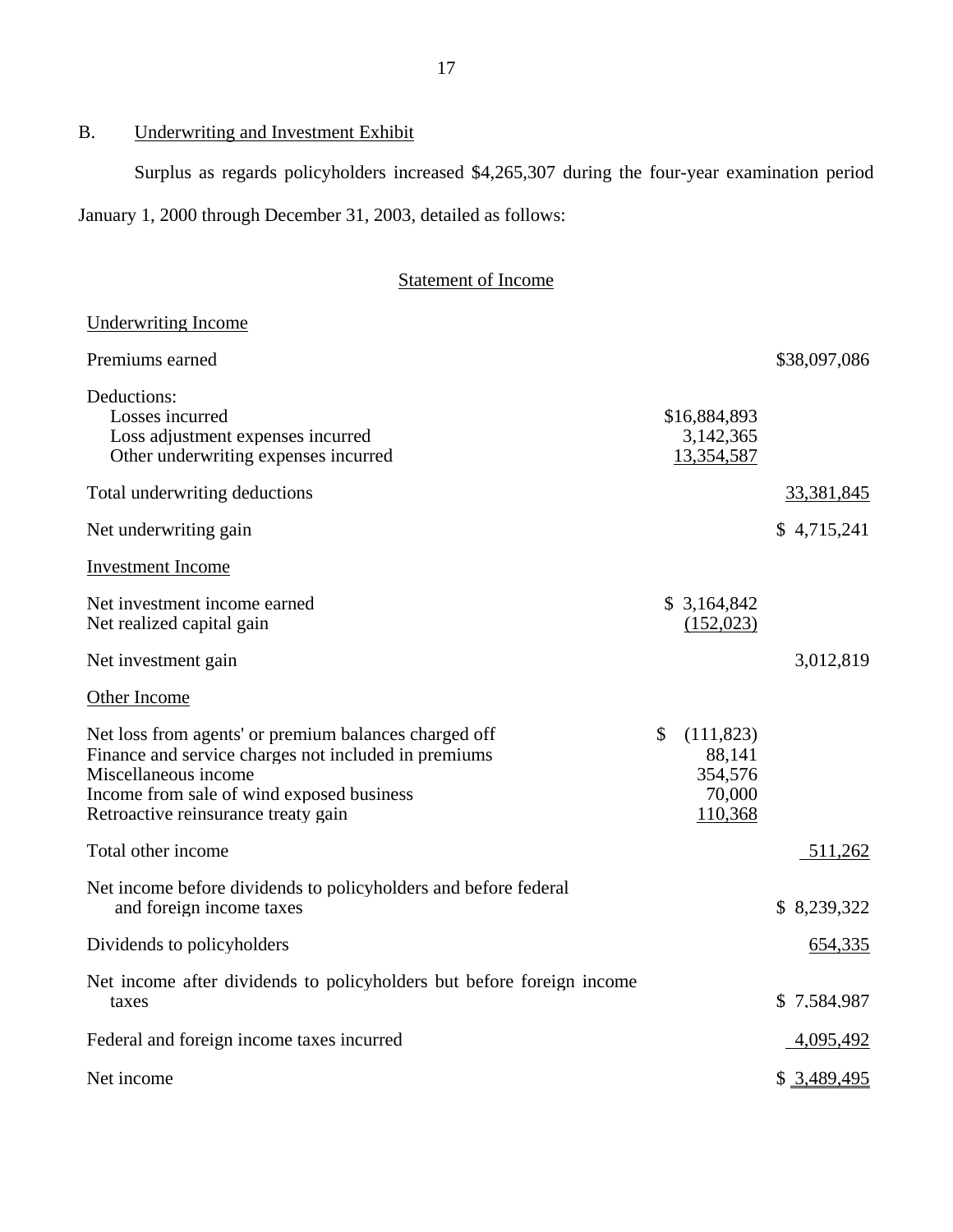## B. Underwriting and Investment Exhibit

Surplus as regards policyholders increased $4,265,307 during the four-year examination period January 1, 2000 through December 31, 2003, detailed as follows:

### Statement of Income

| | | |
|---|---|---|
| **Underwriting Income** | | |
| Premiums earned | | $38,097,086 |
| Deductions: | | |
| Losses incurred | $16,884,893 | |
| Loss adjustment expenses incurred | 3,142,365 | |
| Other underwriting expenses incurred | 13,354,587 | |
| Total underwriting deductions | | 33,381,845 |
| Net underwriting gain | | $ 4,715,241 |
| **Investment Income** | | |
| Net investment income earned | $ 3,164,842 | |
| Net realized capital gain | (152,023) | |
| Net investment gain | | 3,012,819 |
| **Other Income** | | |
| Net loss from agents' or premium balances charged off | $ (111,823) | |
| Finance and service charges not included in premiums | 88,141 | |
| Miscellaneous income | 354,576 | |
| Income from sale of wind exposed business | 70,000 | |
| Retroactive reinsurance treaty gain | 110,368 | |
| Total other income | | 511,262 |
| Net income before dividends to policyholders and before federal and foreign income taxes | | $ 8,239,322 |
| Dividends to policyholders | | 654,335 |
| Net income after dividends to policyholders but before foreign income taxes | | $ 7,584,987 |
| Federal and foreign income taxes incurred | | 4,095,492 |
| Net income | | $ 3,489,495 |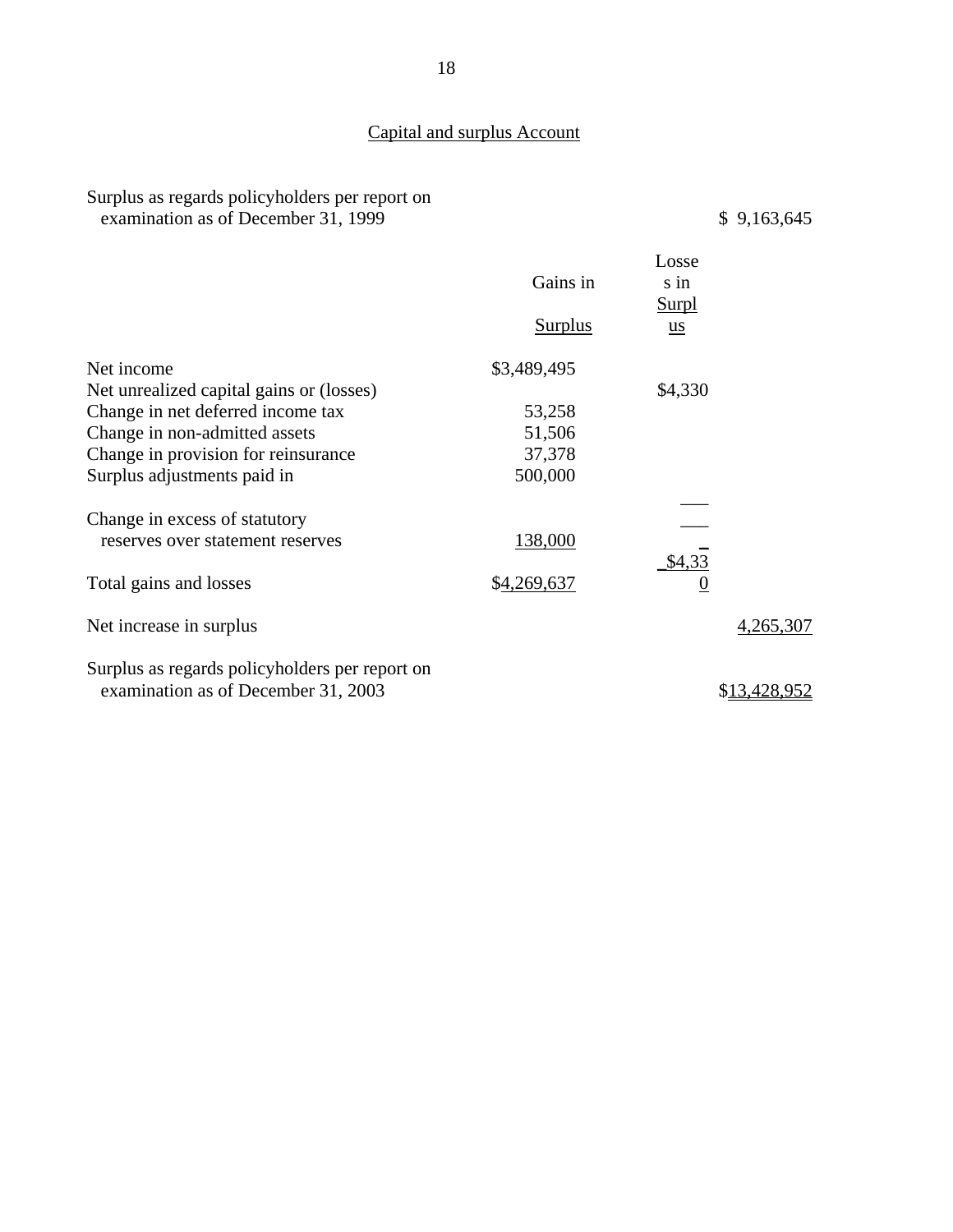## Capital and surplus Account

| | | | |
|---|---|---|---|
| Surplus as regards policyholders per report on examination as of December 31, 1999 | | | $ 9,163,645 |
| | Gains in Surplus | Losses in Surplus | |
| Net income | $3,489,495 | | |
| Net unrealized capital gains or (losses) | | $4,330 | |
| Change in net deferred income tax | 53,258 | | |
| Change in non-admitted assets | 51,506 | | |
| Change in provision for reinsurance | 37,378 | | |
| Surplus adjustments paid in | 500,000 | | |
| Change in excess of statutory reserves over statement reserves | 138,000 | | |
| Total gains and losses | $4,269,637 | $4,330 | |
| Net increase in surplus | | | 4,265,307 |
| Surplus as regards policyholders per report on examination as of December 31, 2003 | | | $13,428,952 |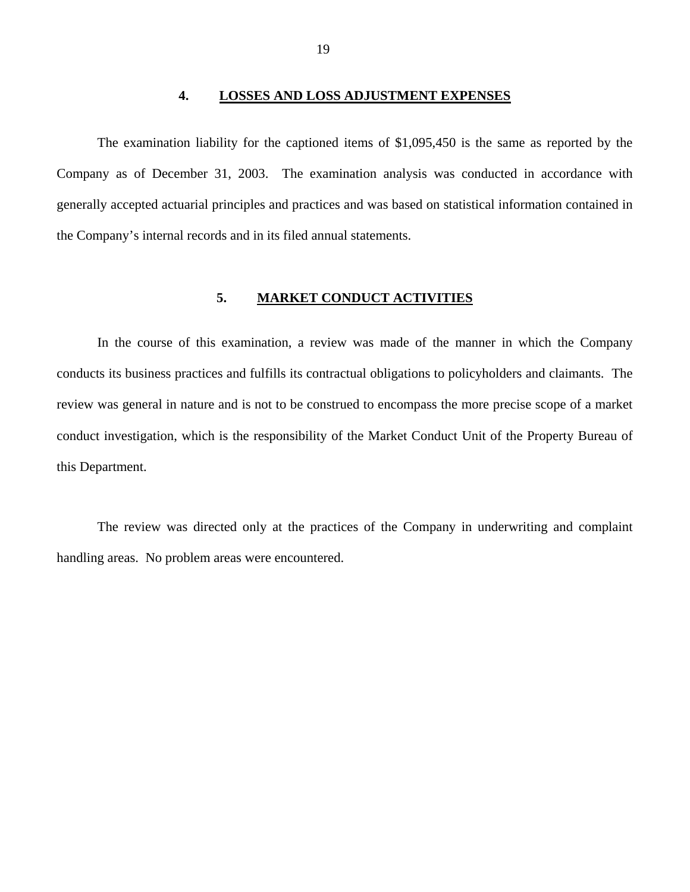## 4. LOSSES AND LOSS ADJUSTMENT EXPENSES

The examination liability for the captioned items of $1,095,450 is the same as reported by the Company as of December 31, 2003. The examination analysis was conducted in accordance with generally accepted actuarial principles and practices and was based on statistical information contained in the Company's internal records and in its filed annual statements.

## 5. MARKET CONDUCT ACTIVITIES

In the course of this examination, a review was made of the manner in which the Company conducts its business practices and fulfills its contractual obligations to policyholders and claimants. The review was general in nature and is not to be construed to encompass the more precise scope of a market conduct investigation, which is the responsibility of the Market Conduct Unit of the Property Bureau of this Department.

The review was directed only at the practices of the Company in underwriting and complaint handling areas. No problem areas were encountered.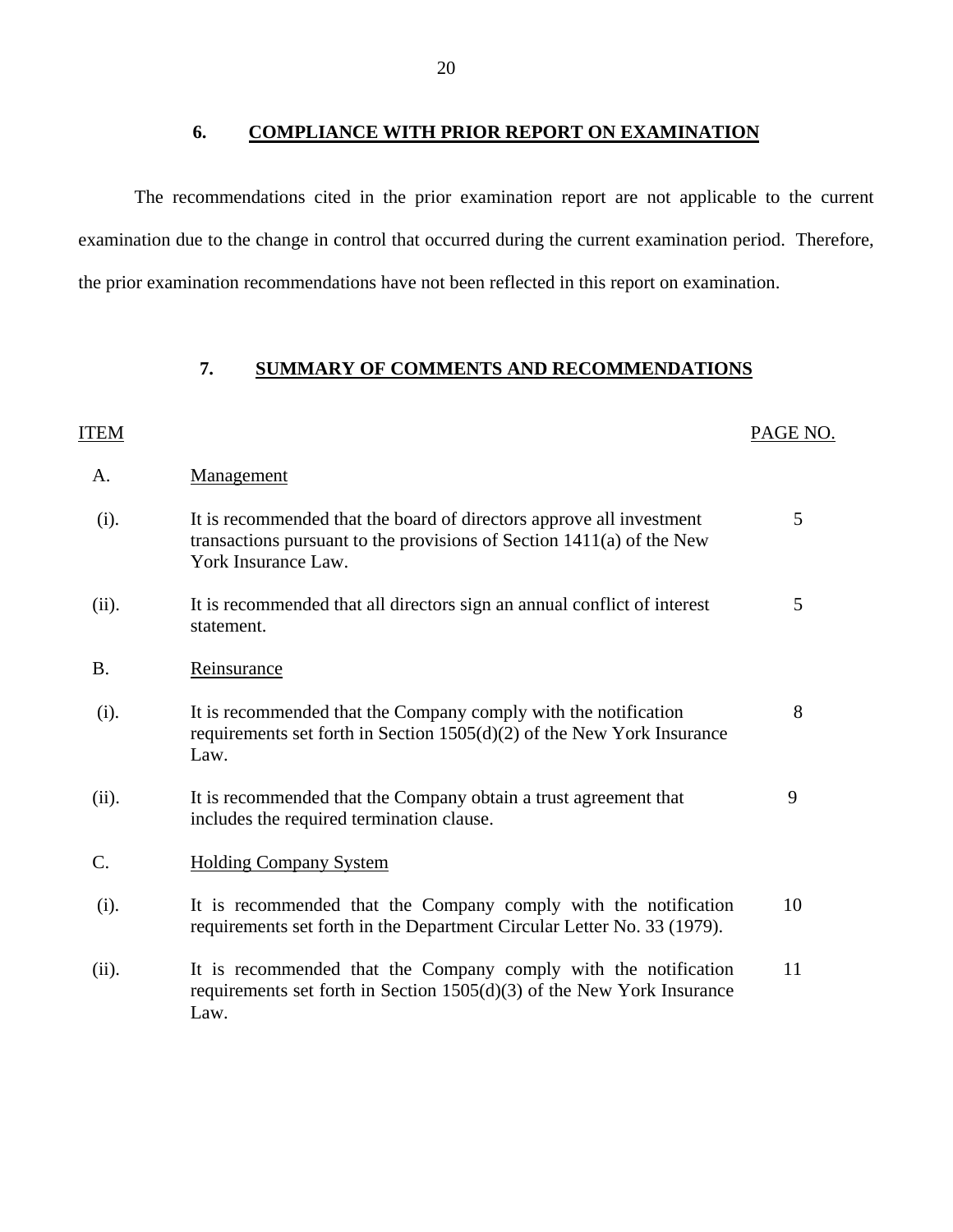## 6. COMPLIANCE WITH PRIOR REPORT ON EXAMINATION

The recommendations cited in the prior examination report are not applicable to the current examination due to the change in control that occurred during the current examination period. Therefore, the prior examination recommendations have not been reflected in this report on examination.

## 7. SUMMARY OF COMMENTS AND RECOMMENDATIONS

| ITEM | | PAGE NO. |
|---|---|---|
| A. | Management | |
| (i). | It is recommended that the board of directors approve all investment transactions pursuant to the provisions of Section 1411(a) of the New York Insurance Law. | 5 |
| (ii). | It is recommended that all directors sign an annual conflict of interest statement. | 5 |
| B. | Reinsurance | |
| (i). | It is recommended that the Company comply with the notification requirements set forth in Section 1505(d)(2) of the New York Insurance Law. | 8 |
| (ii). | It is recommended that the Company obtain a trust agreement that includes the required termination clause. | 9 |
| C. | Holding Company System | |
| (i). | It is recommended that the Company comply with the notification requirements set forth in the Department Circular Letter No. 33 (1979). | 10 |
| (ii). | It is recommended that the Company comply with the notification requirements set forth in Section 1505(d)(3) of the New York Insurance Law. | 11 |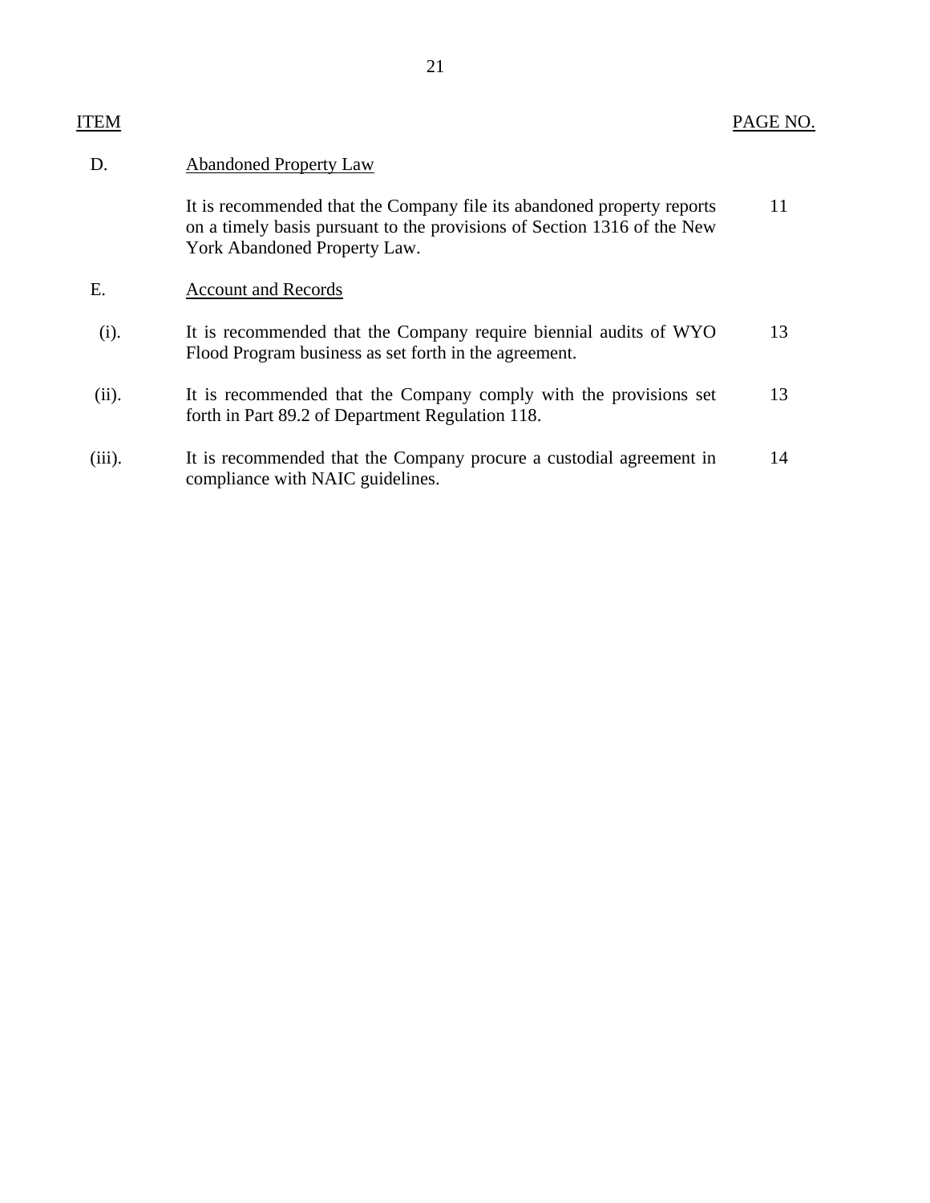| ITEM | | PAGE NO. |
|---|---|---|
| D. | Abandoned Property Law | |
| | It is recommended that the Company file its abandoned property reports on a timely basis pursuant to the provisions of Section 1316 of the New York Abandoned Property Law. | 11 |
| E. | Account and Records | |
| (i). | It is recommended that the Company require biennial audits of WYO Flood Program business as set forth in the agreement. | 13 |
| (ii). | It is recommended that the Company comply with the provisions set forth in Part 89.2 of Department Regulation 118. | 13 |
| (iii). | It is recommended that the Company procure a custodial agreement in compliance with NAIC guidelines. | 14 |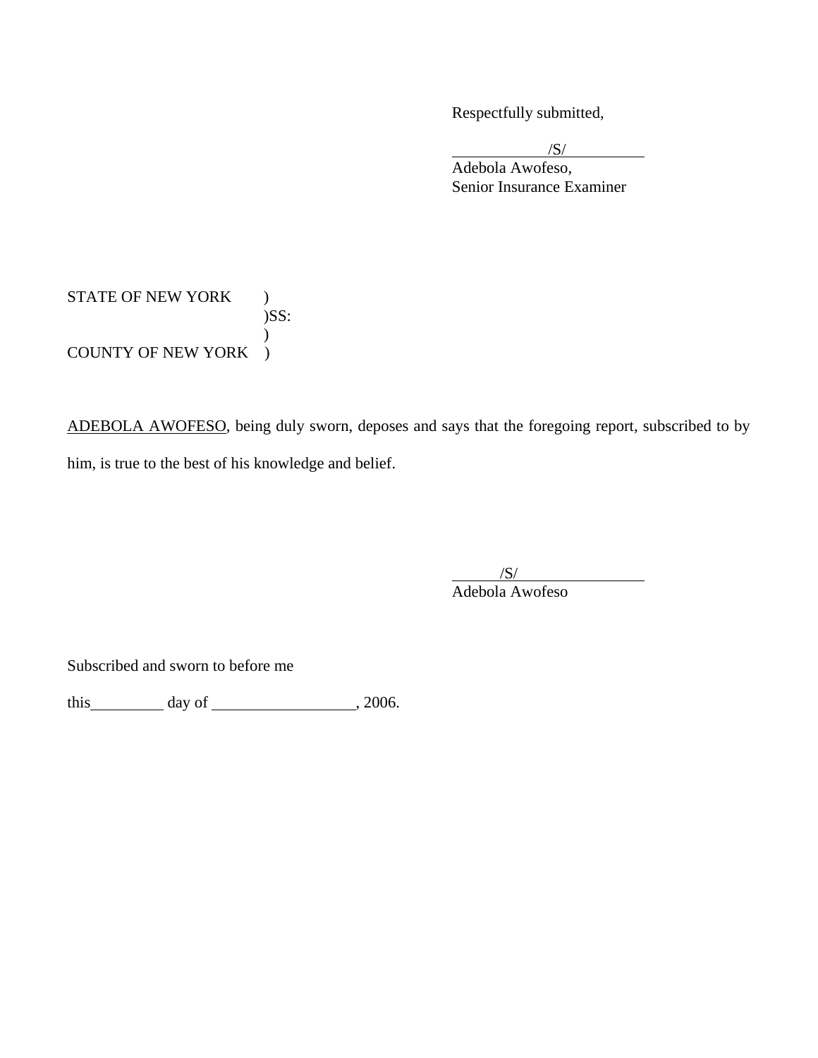Respectfully submitted,

/S/

Adebola Awofeso,
Senior Insurance Examiner

STATE OF NEW YORK )
)SS:
)
COUNTY OF NEW YORK )

ADEBOLA AWOFESO, being duly sworn, deposes and says that the foregoing report, subscribed to by him, is true to the best of his knowledge and belief.

/S/

Adebola Awofeso

Subscribed and sworn to before me

this __________ day of ___________________, 2006.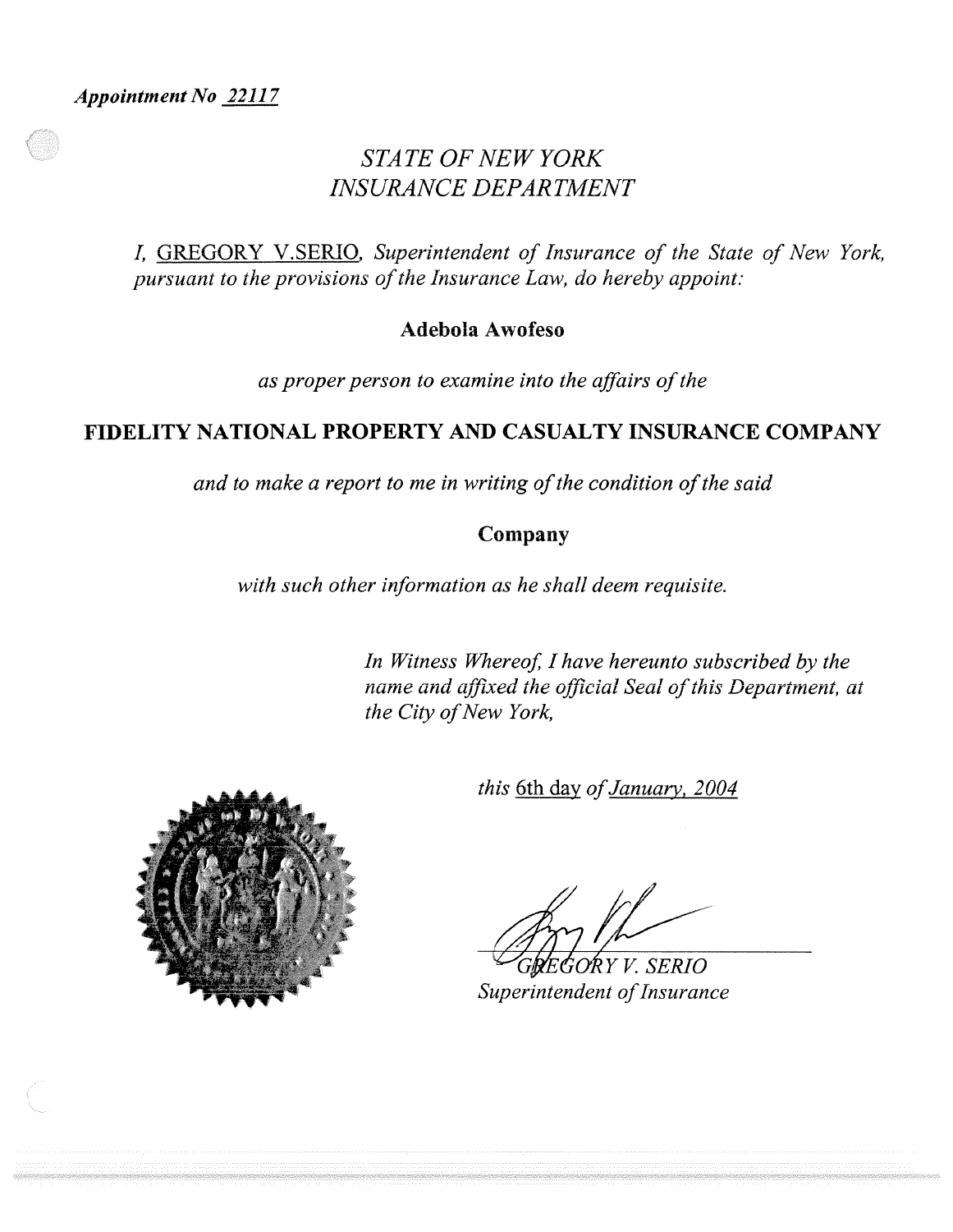*Appointment No 22117*

# *STATE OF NEW YORK*
# *INSURANCE DEPARTMENT*

*I,* GREGORY V.SERIO, *Superintendent of Insurance of the State of New York, pursuant to the provisions of the Insurance Law, do hereby appoint:*

**Adebola Awofeso**

*as proper person to examine into the affairs of the*

**FIDELITY NATIONAL PROPERTY AND CASUALTY INSURANCE COMPANY**

*and to make a report to me in writing of the condition of the said*

**Company**

*with such other information as he shall deem requisite.*

*In Witness Whereof, I have hereunto subscribed by the name and affixed the official Seal of this Department, at the City of New York,*

*this* 6th day *of January, 2004*

*GREGORY V. SERIO*
*Superintendent of Insurance*